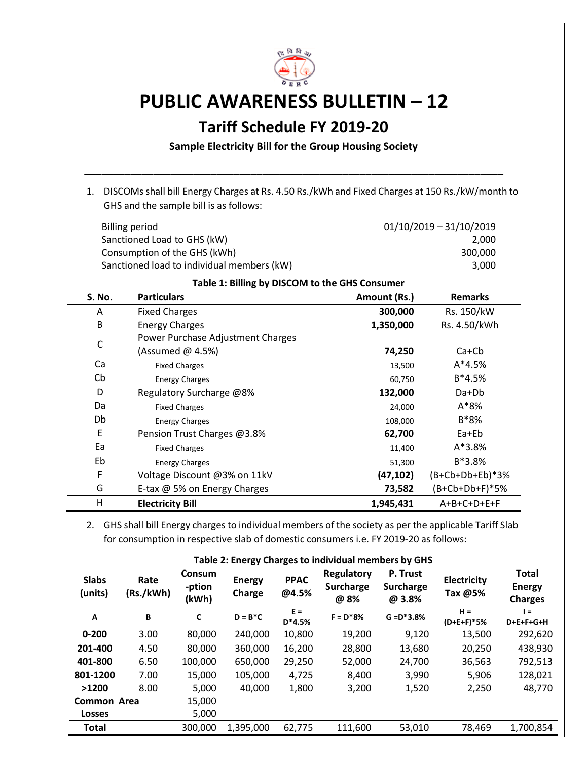# PUBLIC AWARENESS BULLETIN – 12

## Tariff Schedule FY 2019-20

**Sample Electricity Bill for the Group Housing Society**

---

1. DISCOMs shall bill Energy Charges at Rs. 4.50 Rs./kWh and Fixed Charges at 150 Rs./kW/month to GHS and the sample bill is as follows:

| | |
|---|---|
| Billing period | 01/10/2019 – 31/10/2019 |
| Sanctioned Load to GHS (kW) | 2,000 |
| Consumption of the GHS (kWh) | 300,000 |
| Sanctioned load to individual members (kW) | 3,000 |

**Table 1: Billing by DISCOM to the GHS Consumer**

| S. No. | Particulars | Amount (Rs.) | Remarks |
|---|---|---|---|
| A | Fixed Charges | **300,000** | Rs. 150/kW |
| B | Energy Charges | **1,350,000** | Rs. 4.50/kWh |
| C | Power Purchase Adjustment Charges (Assumed @ 4.5%) | **74,250** | Ca+Cb |
| Ca | Fixed Charges | 13,500 | A*4.5% |
| Cb | Energy Charges | 60,750 | B*4.5% |
| D | Regulatory Surcharge @8% | **132,000** | Da+Db |
| Da | Fixed Charges | 24,000 | A*8% |
| Db | Energy Charges | 108,000 | B*8% |
| E | Pension Trust Charges @3.8% | **62,700** | Ea+Eb |
| Ea | Fixed Charges | 11,400 | A*3.8% |
| Eb | Energy Charges | 51,300 | B*3.8% |
| F | Voltage Discount @3% on 11kV | **(47,102)** | (B+Cb+Db+Eb)*3% |
| G | E-tax @ 5% on Energy Charges | **73,582** | (B+Cb+Db+F)*5% |
| H | **Electricity Bill** | **1,945,431** | A+B+C+D+E+F |

2. GHS shall bill Energy charges to individual members of the society as per the applicable Tariff Slab for consumption in respective slab of domestic consumers i.e. FY 2019-20 as follows:

**Table 2: Energy Charges to individual members by GHS**

| Slabs (units) | Rate (Rs./kWh) | Consum-ption (kWh) | Energy Charge | PPAC @4.5% | Regulatory Surcharge @ 8% | P. Trust Surcharge @ 3.8% | Electricity Tax @5% | Total Energy Charges |
|---|---|---|---|---|---|---|---|---|
| A | B | C | D = B*C | E = D*4.5% | F = D*8% | G =D*3.8% | H = (D+E+F)*5% | I = D+E+F+G+H |
| **0-200** | 3.00 | 80,000 | 240,000 | 10,800 | 19,200 | 9,120 | 13,500 | 292,620 |
| **201-400** | 4.50 | 80,000 | 360,000 | 16,200 | 28,800 | 13,680 | 20,250 | 438,930 |
| **401-800** | 6.50 | 100,000 | 650,000 | 29,250 | 52,000 | 24,700 | 36,563 | 792,513 |
| **801-1200** | 7.00 | 15,000 | 105,000 | 4,725 | 8,400 | 3,990 | 5,906 | 128,021 |
| **>1200** | 8.00 | 5,000 | 40,000 | 1,800 | 3,200 | 1,520 | 2,250 | 48,770 |
| **Common Area** | | 15,000 | | | | | | |
| **Losses** | | 5,000 | | | | | | |
| **Total** | | 300,000 | 1,395,000 | 62,775 | 111,600 | 53,010 | 78,469 | 1,700,854 |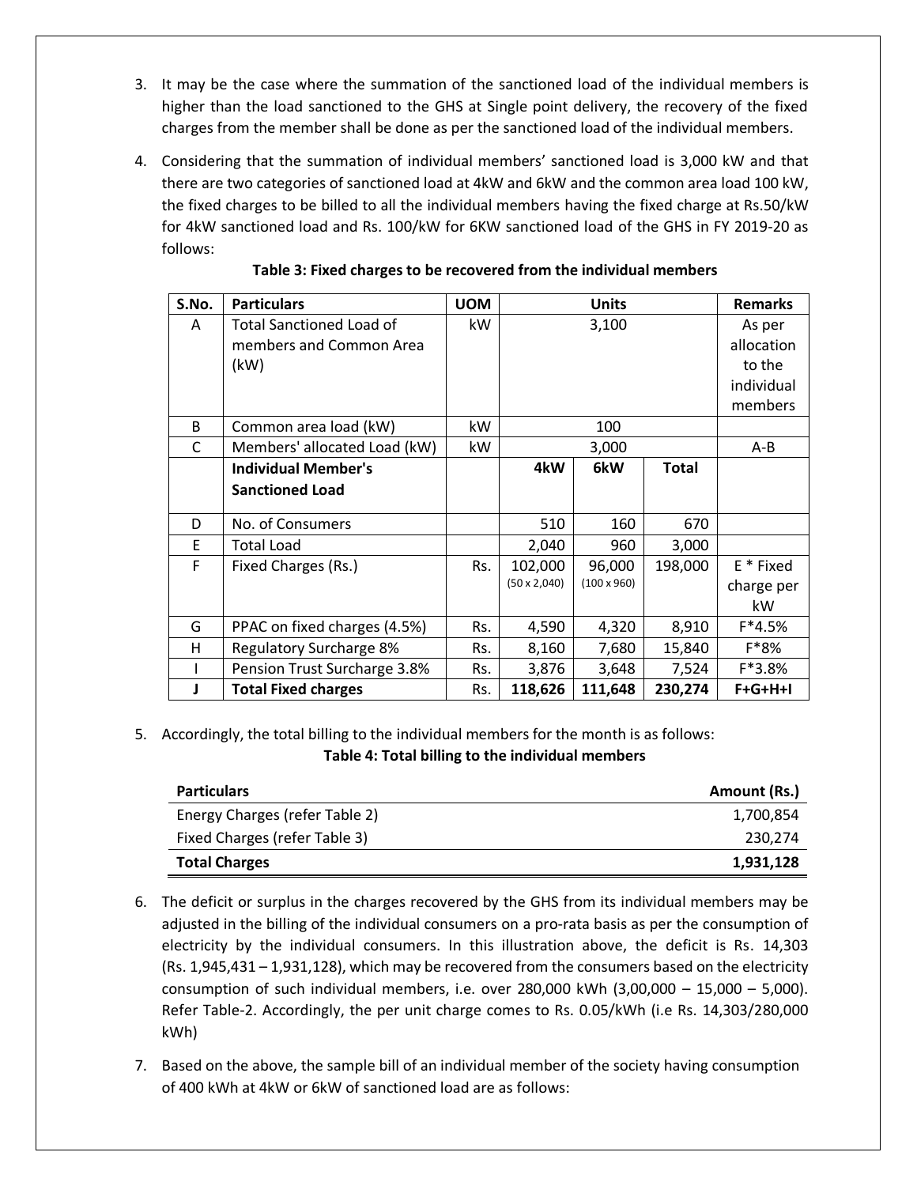3. It may be the case where the summation of the sanctioned load of the individual members is higher than the load sanctioned to the GHS at Single point delivery, the recovery of the fixed charges from the member shall be done as per the sanctioned load of the individual members.

4. Considering that the summation of individual members' sanctioned load is 3,000 kW and that there are two categories of sanctioned load at 4kW and 6kW and the common area load 100 kW, the fixed charges to be billed to all the individual members having the fixed charge at Rs.50/kW for 4kW sanctioned load and Rs. 100/kW for 6KW sanctioned load of the GHS in FY 2019-20 as follows:

**Table 3: Fixed charges to be recovered from the individual members**

| S.No. | Particulars | UOM | Units | | | Remarks |
|---|---|---|---|---|---|---|
| A | Total Sanctioned Load of members and Common Area (kW) | kW | 3,100 | | | As per allocation to the individual members |
| B | Common area load (kW) | kW | 100 | | | |
| C | Members' allocated Load (kW) | kW | 3,000 | | | A-B |
| | **Individual Member's Sanctioned Load** | | **4kW** | **6kW** | **Total** | |
| D | No. of Consumers | | 510 | 160 | 670 | |
| E | Total Load | | 2,040 | 960 | 3,000 | |
| F | Fixed Charges (Rs.) | Rs. | 102,000 (50 x 2,040) | 96,000 (100 x 960) | 198,000 | E * Fixed charge per kW |
| G | PPAC on fixed charges (4.5%) | Rs. | 4,590 | 4,320 | 8,910 | F*4.5% |
| H | Regulatory Surcharge 8% | Rs. | 8,160 | 7,680 | 15,840 | F*8% |
| I | Pension Trust Surcharge 3.8% | Rs. | 3,876 | 3,648 | 7,524 | F*3.8% |
| **J** | **Total Fixed charges** | Rs. | **118,626** | **111,648** | **230,274** | **F+G+H+I** |

5. Accordingly, the total billing to the individual members for the month is as follows:

**Table 4: Total billing to the individual members**

| Particulars | Amount (Rs.) |
|---|---|
| Energy Charges (refer Table 2) | 1,700,854 |
| Fixed Charges (refer Table 3) | 230,274 |
| **Total Charges** | **1,931,128** |

6. The deficit or surplus in the charges recovered by the GHS from its individual members may be adjusted in the billing of the individual consumers on a pro-rata basis as per the consumption of electricity by the individual consumers. In this illustration above, the deficit is Rs. 14,303 (Rs. 1,945,431 – 1,931,128), which may be recovered from the consumers based on the electricity consumption of such individual members, i.e. over 280,000 kWh (3,00,000 – 15,000 – 5,000). Refer Table-2. Accordingly, the per unit charge comes to Rs. 0.05/kWh (i.e Rs. 14,303/280,000 kWh)

7. Based on the above, the sample bill of an individual member of the society having consumption of 400 kWh at 4kW or 6kW of sanctioned load are as follows: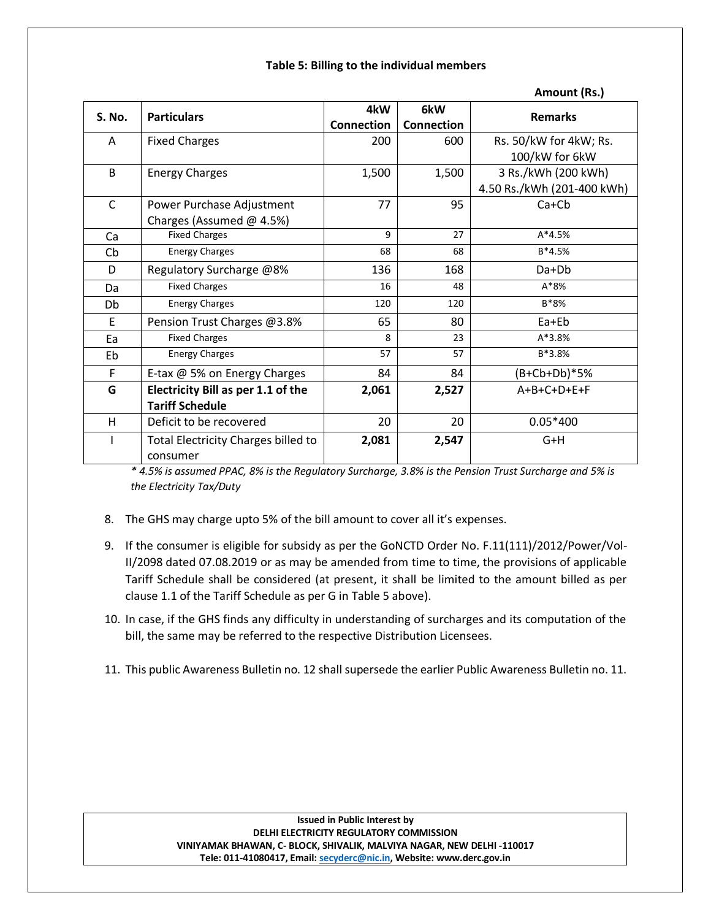**Table 5: Billing to the individual members**

**Amount (Rs.)**

| S. No. | Particulars | 4kW Connection | 6kW Connection | Remarks |
|---|---|---|---|---|
| A | Fixed Charges | 200 | 600 | Rs. 50/kW for 4kW; Rs. 100/kW for 6kW |
| B | Energy Charges | 1,500 | 1,500 | 3 Rs./kWh (200 kWh) 4.50 Rs./kWh (201-400 kWh) |
| C | Power Purchase Adjustment Charges (Assumed @ 4.5%) | 77 | 95 | Ca+Cb |
| Ca | Fixed Charges | 9 | 27 | A*4.5% |
| Cb | Energy Charges | 68 | 68 | B*4.5% |
| D | Regulatory Surcharge @8% | 136 | 168 | Da+Db |
| Da | Fixed Charges | 16 | 48 | A*8% |
| Db | Energy Charges | 120 | 120 | B*8% |
| E | Pension Trust Charges @3.8% | 65 | 80 | Ea+Eb |
| Ea | Fixed Charges | 8 | 23 | A*3.8% |
| Eb | Energy Charges | 57 | 57 | B*3.8% |
| F | E-tax @ 5% on Energy Charges | 84 | 84 | (B+Cb+Db)*5% |
| **G** | **Electricity Bill as per 1.1 of the Tariff Schedule** | **2,061** | **2,527** | A+B+C+D+E+F |
| H | Deficit to be recovered | 20 | 20 | 0.05*400 |
| I | Total Electricity Charges billed to consumer | **2,081** | **2,547** | G+H |

*\* 4.5% is assumed PPAC, 8% is the Regulatory Surcharge, 3.8% is the Pension Trust Surcharge and 5% is the Electricity Tax/Duty*

8. The GHS may charge upto 5% of the bill amount to cover all it's expenses.

9. If the consumer is eligible for subsidy as per the GoNCTD Order No. F.11(111)/2012/Power/Vol-II/2098 dated 07.08.2019 or as may be amended from time to time, the provisions of applicable Tariff Schedule shall be considered (at present, it shall be limited to the amount billed as per clause 1.1 of the Tariff Schedule as per G in Table 5 above).

10. In case, if the GHS finds any difficulty in understanding of surcharges and its computation of the bill, the same may be referred to the respective Distribution Licensees.

11. This public Awareness Bulletin no. 12 shall supersede the earlier Public Awareness Bulletin no. 11.

**Issued in Public Interest by**
**DELHI ELECTRICITY REGULATORY COMMISSION**
**VINIYAMAK BHAWAN, C- BLOCK, SHIVALIK, MALVIYA NAGAR, NEW DELHI -110017**
**Tele: 011-41080417, Email: secyderc@nic.in, Website: www.derc.gov.in**